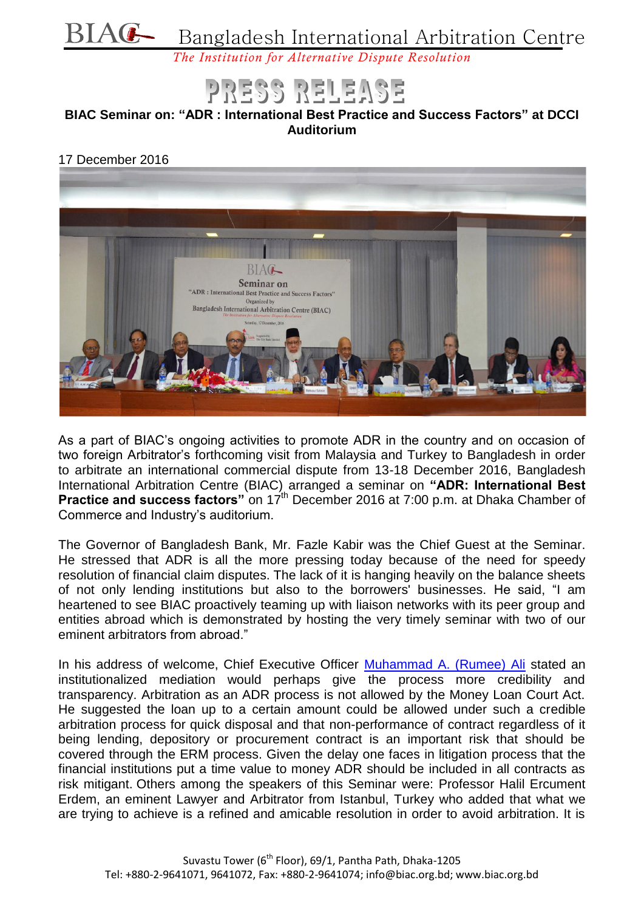BIAC Bangladesh International Arbitration Centre

*The Institution for Alternative Dispute Resolution*

# PRESS RELEASE

**BIAC Seminar on: "ADR : International Best Practice and Success Factors" at DCCI Auditorium**

17 December 2016

As a part of BIAC's ongoing activities to promote ADR in the country and on occasion of two foreign Arbitrator's forthcoming visit from Malaysia and Turkey to Bangladesh in order to arbitrate an international commercial dispute from 13-18 December 2016, Bangladesh International Arbitration Centre (BIAC) arranged a seminar on **"ADR: International Best Practice and success factors"** on 17th December 2016 at 7:00 p.m. at Dhaka Chamber of Commerce and Industry's auditorium.

The Governor of Bangladesh Bank, Mr. Fazle Kabir was the Chief Guest at the Seminar. He stressed that ADR is all the more pressing today because of the need for speedy resolution of financial claim disputes. The lack of it is hanging heavily on the balance sheets of not only lending institutions but also to the borrowers' businesses. He said, "I am heartened to see BIAC proactively teaming up with liaison networks with its peer group and entities abroad which is demonstrated by hosting the very timely seminar with two of our eminent arbitrators from abroad."

In his address of welcome, Chief Executive Officer Muhammad A. (Rumee) Ali stated an institutionalized mediation would perhaps give the process more credibility and transparency. Arbitration as an ADR process is not allowed by the Money Loan Court Act. He suggested the loan up to a certain amount could be allowed under such a credible arbitration process for quick disposal and that non-performance of contract regardless of it being lending, depository or procurement contract is an important risk that should be covered through the ERM process. Given the delay one faces in litigation process that the financial institutions put a time value to money ADR should be included in all contracts as risk mitigant. Others among the speakers of this Seminar were: Professor Halil Ercument Erdem, an eminent Lawyer and Arbitrator from Istanbul, Turkey who added that what we are trying to achieve is a refined and amicable resolution in order to avoid arbitration. It is

Suvastu Tower (6th Floor), 69/1, Pantha Path, Dhaka-1205
Tel: +880-2-9641071, 9641072, Fax: +880-2-9641074; info@biac.org.bd; www.biac.org.bd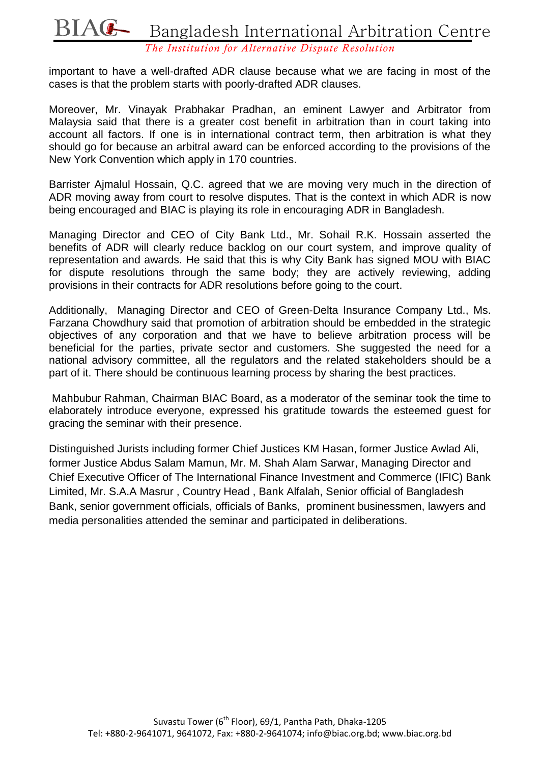important to have a well-drafted ADR clause because what we are facing in most of the cases is that the problem starts with poorly-drafted ADR clauses.

Moreover, Mr. Vinayak Prabhakar Pradhan, an eminent Lawyer and Arbitrator from Malaysia said that there is a greater cost benefit in arbitration than in court taking into account all factors. If one is in international contract term, then arbitration is what they should go for because an arbitral award can be enforced according to the provisions of the New York Convention which apply in 170 countries.

Barrister Ajmalul Hossain, Q.C. agreed that we are moving very much in the direction of ADR moving away from court to resolve disputes. That is the context in which ADR is now being encouraged and BIAC is playing its role in encouraging ADR in Bangladesh.

Managing Director and CEO of City Bank Ltd., Mr. Sohail R.K. Hossain asserted the benefits of ADR will clearly reduce backlog on our court system, and improve quality of representation and awards. He said that this is why City Bank has signed MOU with BIAC for dispute resolutions through the same body; they are actively reviewing, adding provisions in their contracts for ADR resolutions before going to the court.

Additionally, Managing Director and CEO of Green-Delta Insurance Company Ltd., Ms. Farzana Chowdhury said that promotion of arbitration should be embedded in the strategic objectives of any corporation and that we have to believe arbitration process will be beneficial for the parties, private sector and customers. She suggested the need for a national advisory committee, all the regulators and the related stakeholders should be a part of it. There should be continuous learning process by sharing the best practices.

Mahbubur Rahman, Chairman BIAC Board, as a moderator of the seminar took the time to elaborately introduce everyone, expressed his gratitude towards the esteemed guest for gracing the seminar with their presence.

Distinguished Jurists including former Chief Justices KM Hasan, former Justice Awlad Ali, former Justice Abdus Salam Mamun, Mr. M. Shah Alam Sarwar, Managing Director and Chief Executive Officer of The International Finance Investment and Commerce (IFIC) Bank Limited, Mr. S.A.A Masrur , Country Head , Bank Alfalah, Senior official of Bangladesh Bank, senior government officials, officials of Banks, prominent businessmen, lawyers and media personalities attended the seminar and participated in deliberations.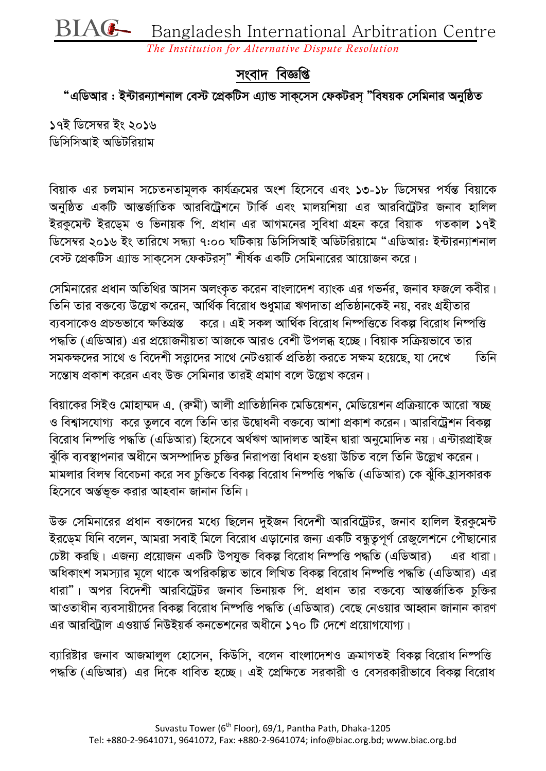BIAC Bangladesh International Arbitration Centre

*The Institution for Alternative Dispute Resolution*

## সংবাদ বিজ্ঞপ্তি

### "এডিআর : ইন্টারন্যাশনাল বেস্ট প্রেকটিস এ্যান্ড সাক্সেস ফেকটরস্ "বিষয়ক সেমিনার অনুষ্ঠিত

১৭ই ডিসেম্বর ইং ২০১৬
ডিসিসিআই অডিটরিয়াম

বিয়াক এর চলমান সচেতনতামূলক কার্যক্রমের অংশ হিসেবে এবং ১৩-১৮ ডিসেম্বর পর্যন্ত বিয়াকে অনুষ্ঠিত একটি আন্তর্জাতিক আরবিট্রেশনে টার্কি এবং মালয়শিয়া এর আরবিট্রেটর জনাব হালিল ইরকুমেন্ট ইরডেম ও ভিনায়ক পি. প্রধান এর আগমনের সুবিধা গ্রহন করে বিয়াক গতকাল ১৭ই ডিসেম্বর ২০১৬ ইং তারিখে সন্ধ্যা ৭:০০ ঘটিকায় ডিসিসিআই অডিটরিয়ামে "এডিআর: ইন্টারন্যাশনাল বেস্ট প্রেকটিস এ্যান্ড সাক্সেস ফেকটরস্" শীর্ষক একটি সেমিনারের আয়োজন করে।

সেমিনারের প্রধান অতিথির আসন অলংকৃত করেন বাংলাদেশ ব্যাংক এর গভর্নর, জনাব ফজলে কবীর। তিনি তার বক্তব্যে উল্লেখ করেন, আর্থিক বিরোধ শুধুমাত্র ঋণদাতা প্রতিষ্ঠানকেই নয়, বরং গ্রহীতার ব্যবসাকেও প্রচন্ডভাবে ক্ষতিগ্রস্ত করে। এই সকল আর্থিক বিরোধ নিষ্পত্তিতে বিকল্প বিরোধ নিষ্পত্তি পদ্ধতি (এডিআর) এর প্রয়োজনীয়তা আজকে আরও বেশী উপলব্ধ হচ্ছে। বিয়াক সক্রিয়ভাবে তার সমকক্ষদের সাথে ও বিদেশী সত্ত্বাদের সাথে নেটওয়ার্ক প্রতিষ্ঠা করতে সক্ষম হয়েছে, যা দেখে তিনি সন্তোষ প্রকাশ করেন এবং উক্ত সেমিনার তারই প্রমাণ বলে উল্লেখ করেন।

বিয়াকের সিইও মোহাম্মদ এ. (রুমী) আলী প্রাতিষ্ঠানিক মেডিয়েশন, মেডিয়েশন প্রক্রিয়াকে আরো স্বচ্ছ ও বিশ্বাসযোগ্য করে তুলবে বলে তিনি তার উদ্বোধনী বক্তব্যে আশা প্রকাশ করেন। আরবিট্রেশন বিকল্প বিরোধ নিষ্পত্তি পদ্ধতি (এডিআর) হিসেবে অর্থঋণ আদালত আইন দ্বারা অনুমোদিত নয়। এন্টারপ্রাইজ ঝুঁকি ব্যবস্থাপনার অধীনে অসম্পাদিত চুক্তির নিরাপত্তা বিধান হওয়া উচিত বলে তিনি উল্লেখ করেন। মামলার বিলম্ব বিবেচনা করে সব চুক্তিতে বিকল্প বিরোধ নিষ্পত্তি পদ্ধতি (এডিআর) কে ঝুঁকিহ্রাসকারক হিসেবে অর্ন্তভূক্ত করার আহবান জানান তিনি।

উক্ত সেমিনারের প্রধান বক্তাদের মধ্যে ছিলেন দুইজন বিদেশী আরবিট্রেটর, জনাব হালিল ইরকুমেন্ট ইরডেম যিনি বলেন, আমরা সবাই মিলে বিরোধ এড়ানোর জন্য একটি বন্ধুত্বপূর্ণ রেজুলেশনে পৌঁছানোর চেষ্টা করছি। এজন্য প্রয়োজন একটি উপযুক্ত বিকল্প বিরোধ নিষ্পত্তি পদ্ধতি (এডিআর) এর ধারা। অধিকাংশ সমস্যার মূলে থাকে অপরিকল্পিত ভাবে লিখিত বিকল্প বিরোধ নিষ্পত্তি পদ্ধতি (এডিআর) এর ধারা"। অপর বিদেশী আরবিট্রেটর জনাব ভিনায়ক পি. প্রধান তার বক্তব্যে আন্তর্জাতিক চুক্তির আওতাধীন ব্যবসায়ীদের বিকল্প বিরোধ নিষ্পত্তি পদ্ধতি (এডিআর) বেছে নেওয়ার আহ্বান জানান কারণ এর আরবিট্রাল এওয়ার্ড নিউইয়র্ক কনভেশনের অধীনে ১৭০ টি দেশে প্রয়োগযোগ্য।

ব্যারিষ্টার জনাব আজমালুল হোসেন, কিউসি, বলেন বাংলাদেশও ক্রমাগতই বিকল্প বিরোধ নিষ্পত্তি পদ্ধতি (এডিআর) এর দিকে ধাবিত হচ্ছে। এই প্রেক্ষিতে সরকারী ও বেসরকারীভাবে বিকল্প বিরোধ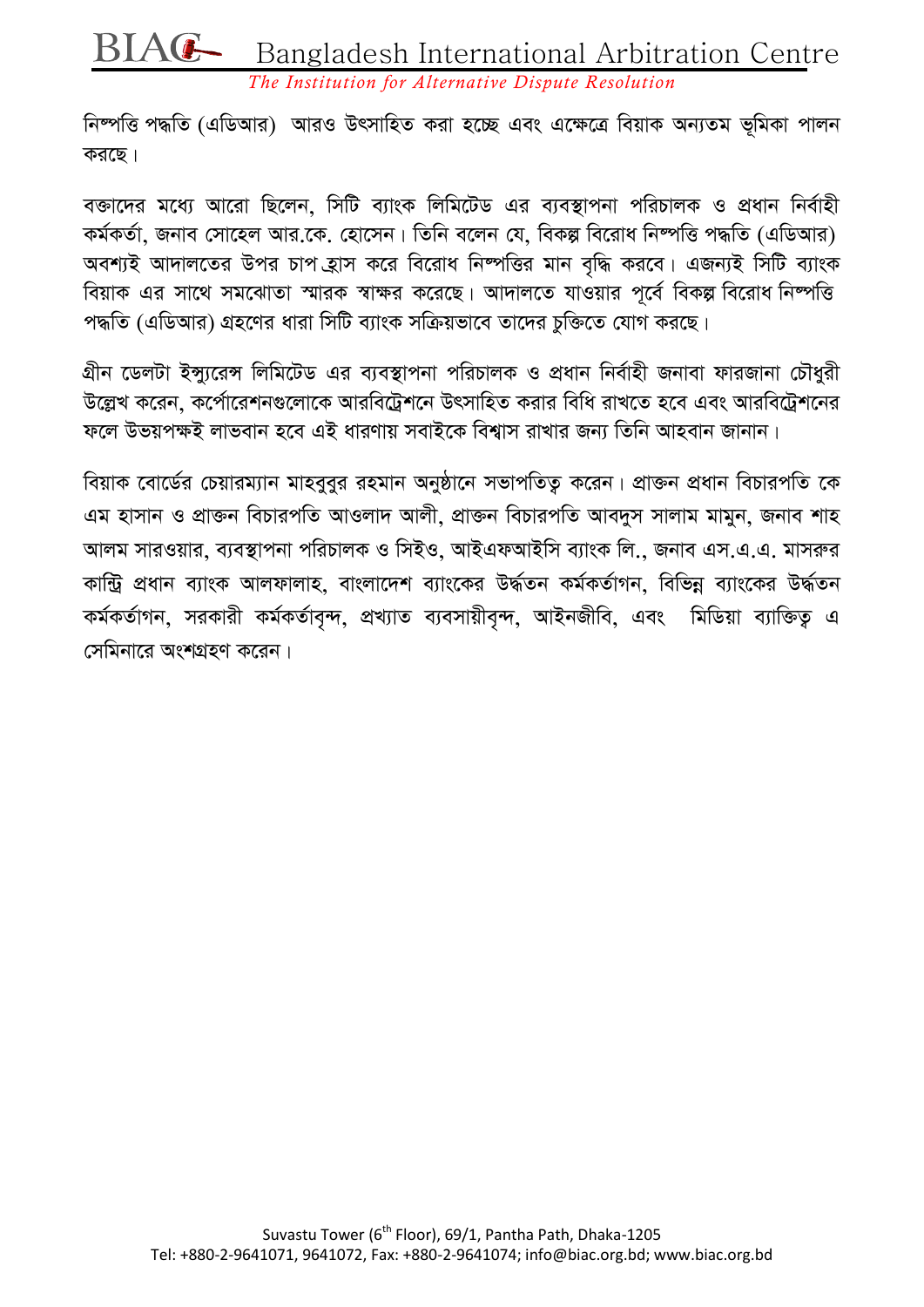নিষ্পত্তি পদ্ধতি (এডিআর) আরও উৎসাহিত করা হচ্ছে এবং এক্ষেত্রে বিয়াক অন্যতম ভূমিকা পালন করছে।

বক্তাদের মধ্যে আরো ছিলেন, সিটি ব্যাংক লিমিটেড এর ব্যবস্থাপনা পরিচালক ও প্রধান নির্বাহী কর্মকর্তা, জনাব সোহেল আর.কে. হোসেন। তিনি বলেন যে, বিকল্প বিরোধ নিষ্পত্তি পদ্ধতি (এডিআর) অবশ্যই আদালতের উপর চাপ হ্রাস করে বিরোধ নিষ্পত্তির মান বৃদ্ধি করবে। এজন্যই সিটি ব্যাংক বিয়াক এর সাথে সমঝোতা স্মারক স্বাক্ষর করেছে। আদালতে যাওয়ার পূর্বে বিকল্প বিরোধ নিষ্পত্তি পদ্ধতি (এডিআর) গ্রহণের ধারা সিটি ব্যাংক সক্রিয়ভাবে তাদের চুক্তিতে যোগ করছে।

গ্রীন ডেলটা ইন্স্যুরেন্স লিমিটেড এর ব্যবস্থাপনা পরিচালক ও প্রধান নির্বাহী জনাবা ফারজানা চৌধুরী উল্লেখ করেন, কর্পোরেশনগুলোকে আরবিট্রেশনে উৎসাহিত করার বিধি রাখতে হবে এবং আরবিট্রেশনের ফলে উভয়পক্ষই লাভবান হবে এই ধারণায় সবাইকে বিশ্বাস রাখার জন্য তিনি আহবান জানান।

বিয়াক বোর্ডের চেয়ারম্যান মাহবুবুর রহমান অনুষ্ঠানে সভাপতিত্ব করেন। প্রাক্তন প্রধান বিচারপতি কে এম হাসান ও প্রাক্তন বিচারপতি আওলাদ আলী, প্রাক্তন বিচারপতি আবদুস সালাম মামুন, জনাব শাহ আলম সারওয়ার, ব্যবস্থাপনা পরিচালক ও সিইও, আইএফআইসি ব্যাংক লি., জনাব এস.এ.এ. মাসরুর কান্ট্রি প্রধান ব্যাংক আলফালাহ, বাংলাদেশ ব্যাংকের উর্দ্ধতন কর্মকর্তাগন, বিভিন্ন ব্যাংকের উর্দ্ধতন কর্মকর্তাগন, সরকারী কর্মকর্তাবৃন্দ, প্রখ্যাত ব্যবসায়ীবৃন্দ, আইনজীবি, এবং মিডিয়া ব্যক্তিত্ব এ সেমিনারে অংশগ্রহণ করেন।